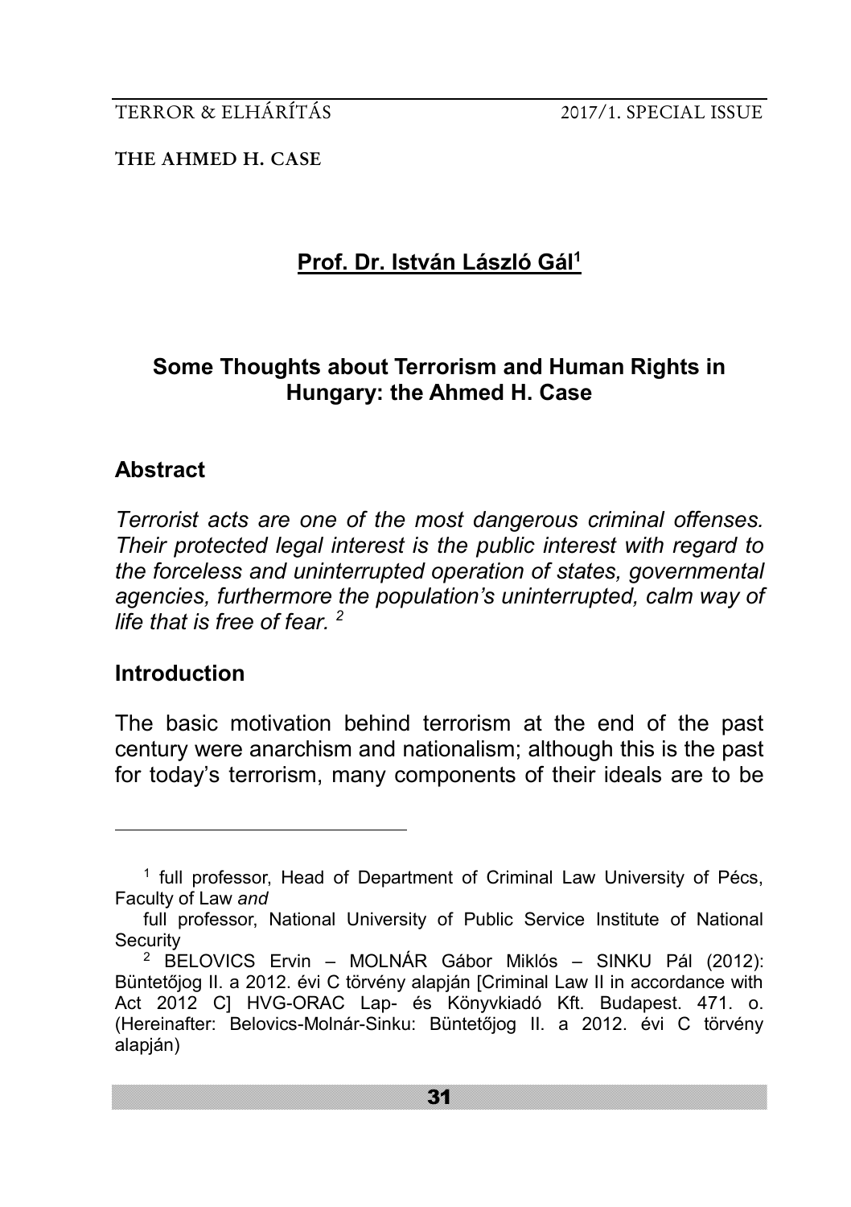**Prof. Dr. István László Gál**[1]

## Some Thoughts about Terrorism and Human Rights in Hungary: the Ahmed H. Case

### Abstract

*Terrorist acts are one of the most dangerous criminal offenses. Their protected legal interest is the public interest with regard to the forceless and uninterrupted operation of states, governmental agencies, furthermore the population's uninterrupted, calm way of life that is free of fear.* [2]

### Introduction

The basic motivation behind terrorism at the end of the past century were anarchism and nationalism; although this is the past for today's terrorism, many components of their ideals are to be

---

[1] full professor, Head of Department of Criminal Law University of Pécs, Faculty of Law *and*

full professor, National University of Public Service Institute of National Security

[2] BELOVICS Ervin – MOLNÁR Gábor Miklós – SINKU Pál (2012): Büntetőjog II. a 2012. évi C törvény alapján [Criminal Law II in accordance with Act 2012 C] HVG-ORAC Lap- és Könyvkiadó Kft. Budapest. 471. o. (Hereinafter: Belovics-Molnár-Sinku: Büntetőjog II. a 2012. évi C törvény alapján)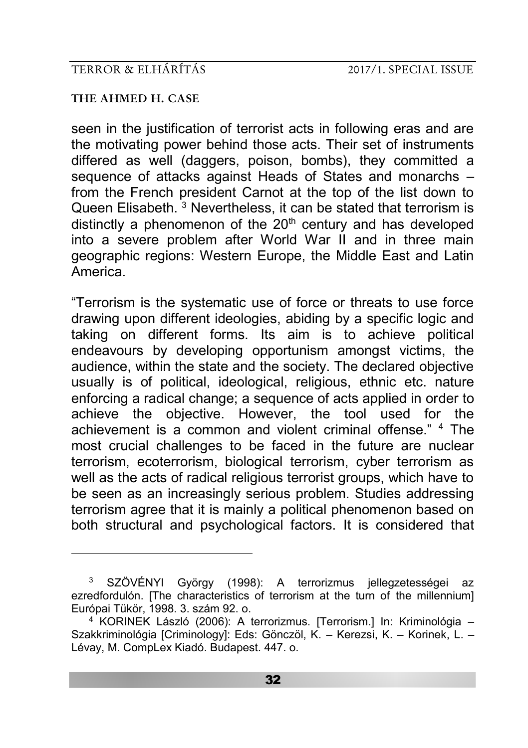seen in the justification of terrorist acts in following eras and are the motivating power behind those acts. Their set of instruments differed as well (daggers, poison, bombs), they committed a sequence of attacks against Heads of States and monarchs – from the French president Carnot at the top of the list down to Queen Elisabeth. [3] Nevertheless, it can be stated that terrorism is distinctly a phenomenon of the 20th century and has developed into a severe problem after World War II and in three main geographic regions: Western Europe, the Middle East and Latin America.

“Terrorism is the systematic use of force or threats to use force drawing upon different ideologies, abiding by a specific logic and taking on different forms. Its aim is to achieve political endeavours by developing opportunism amongst victims, the audience, within the state and the society. The declared objective usually is of political, ideological, religious, ethnic etc. nature enforcing a radical change; a sequence of acts applied in order to achieve the objective. However, the tool used for the achievement is a common and violent criminal offense.” [4] The most crucial challenges to be faced in the future are nuclear terrorism, ecoterrorism, biological terrorism, cyber terrorism as well as the acts of radical religious terrorist groups, which have to be seen as an increasingly serious problem. Studies addressing terrorism agree that it is mainly a political phenomenon based on both structural and psychological factors. It is considered that

---

[3] SZÖVÉNYI György (1998): A terrorizmus jellegzetességei az ezredfordulón. [The characteristics of terrorism at the turn of the millennium] Európai Tükör, 1998. 3. szám 92. o.

[4] KORINEK László (2006): A terrorizmus. [Terrorism.] In: Kriminológia – Szakkriminológia [Criminology]: Eds: Gönczöl, K. – Kerezsi, K. – Korinek, L. – Lévay, M. CompLex Kiadó. Budapest. 447. o.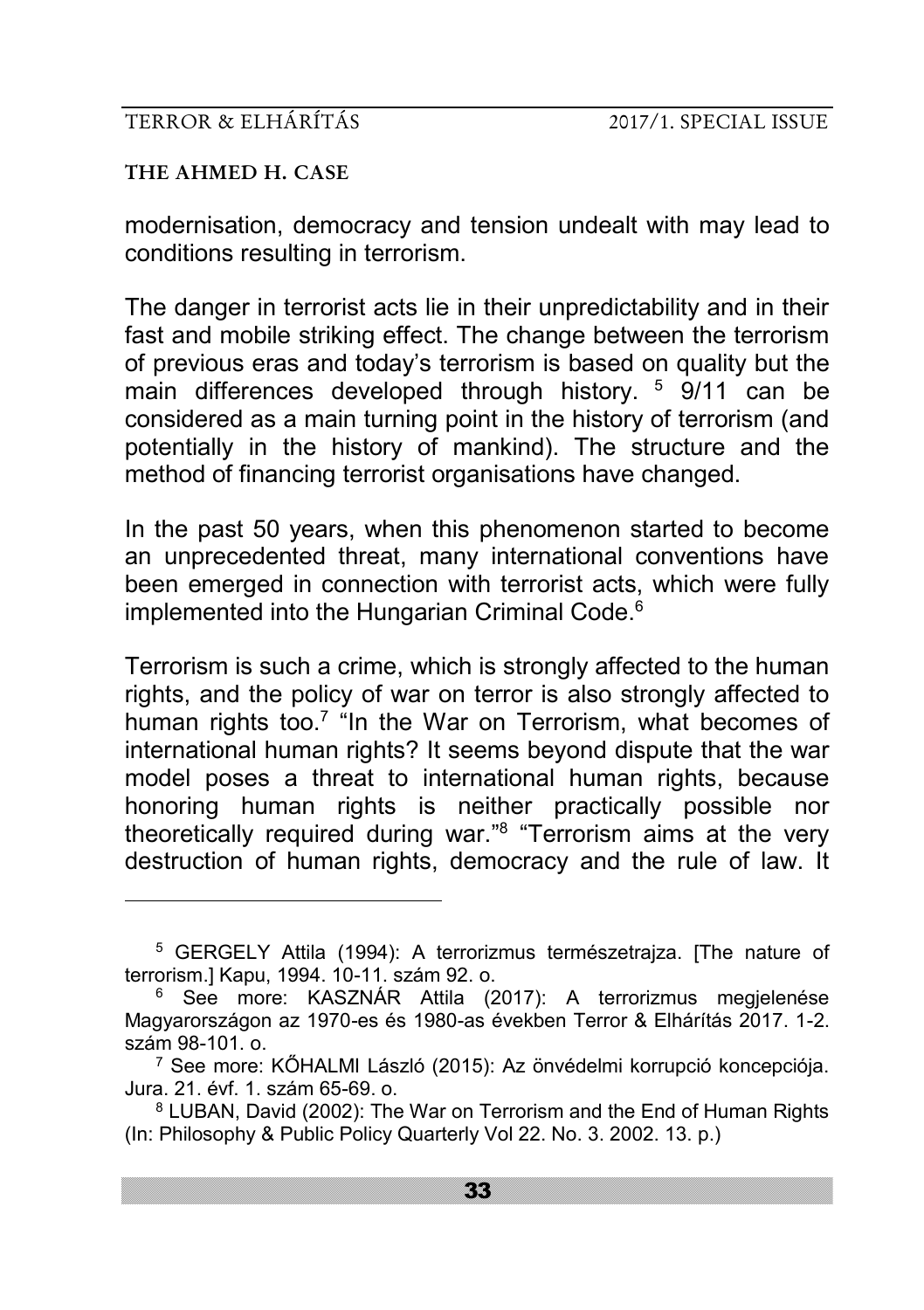modernisation, democracy and tension undealt with may lead to conditions resulting in terrorism.

The danger in terrorist acts lie in their unpredictability and in their fast and mobile striking effect. The change between the terrorism of previous eras and today's terrorism is based on quality but the main differences developed through history. [5] 9/11 can be considered as a main turning point in the history of terrorism (and potentially in the history of mankind). The structure and the method of financing terrorist organisations have changed.

In the past 50 years, when this phenomenon started to become an unprecedented threat, many international conventions have been emerged in connection with terrorist acts, which were fully implemented into the Hungarian Criminal Code.[6]

Terrorism is such a crime, which is strongly affected to the human rights, and the policy of war on terror is also strongly affected to human rights too.[7] "In the War on Terrorism, what becomes of international human rights? It seems beyond dispute that the war model poses a threat to international human rights, because honoring human rights is neither practically possible nor theoretically required during war."[8] "Terrorism aims at the very destruction of human rights, democracy and the rule of law. It

---

[5] GERGELY Attila (1994): A terrorizmus természetrajza. [The nature of terrorism.] Kapu, 1994. 10-11. szám 92. o.

[6] See more: KASZNÁR Attila (2017): A terrorizmus megjelenése Magyarországon az 1970-es és 1980-as években Terror & Elhárítás 2017. 1-2. szám 98-101. o.

[7] See more: KŐHALMI László (2015): Az önvédelmi korrupció koncepciója. Jura. 21. évf. 1. szám 65-69. o.

[8] LUBAN, David (2002): The War on Terrorism and the End of Human Rights (In: Philosophy & Public Policy Quarterly Vol 22. No. 3. 2002. 13. p.)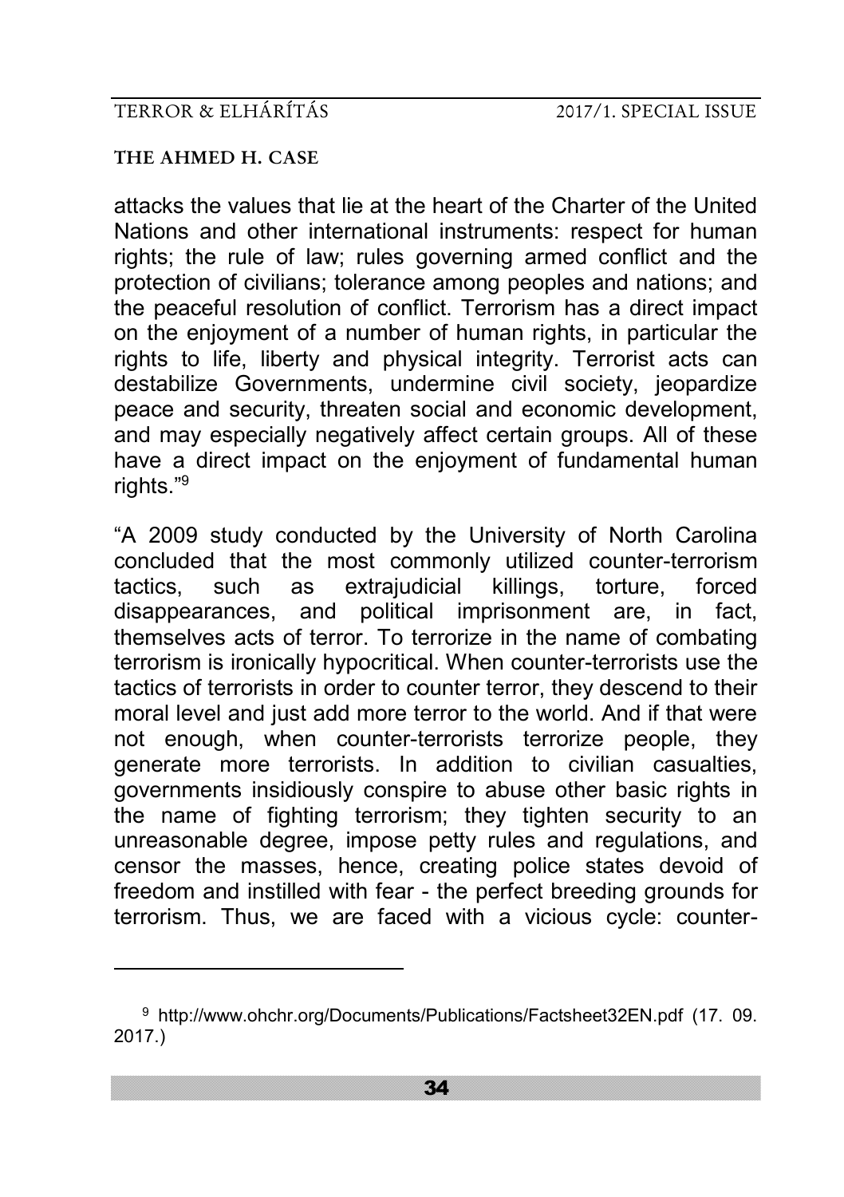attacks the values that lie at the heart of the Charter of the United Nations and other international instruments: respect for human rights; the rule of law; rules governing armed conflict and the protection of civilians; tolerance among peoples and nations; and the peaceful resolution of conflict. Terrorism has a direct impact on the enjoyment of a number of human rights, in particular the rights to life, liberty and physical integrity. Terrorist acts can destabilize Governments, undermine civil society, jeopardize peace and security, threaten social and economic development, and may especially negatively affect certain groups. All of these have a direct impact on the enjoyment of fundamental human rights."[9]

"A 2009 study conducted by the University of North Carolina concluded that the most commonly utilized counter-terrorism tactics, such as extrajudicial killings, torture, forced disappearances, and political imprisonment are, in fact, themselves acts of terror. To terrorize in the name of combating terrorism is ironically hypocritical. When counter-terrorists use the tactics of terrorists in order to counter terror, they descend to their moral level and just add more terror to the world. And if that were not enough, when counter-terrorists terrorize people, they generate more terrorists. In addition to civilian casualties, governments insidiously conspire to abuse other basic rights in the name of fighting terrorism; they tighten security to an unreasonable degree, impose petty rules and regulations, and censor the masses, hence, creating police states devoid of freedom and instilled with fear - the perfect breeding grounds for terrorism. Thus, we are faced with a vicious cycle: counter-

---

[9] http://www.ohchr.org/Documents/Publications/Factsheet32EN.pdf (17. 09. 2017.)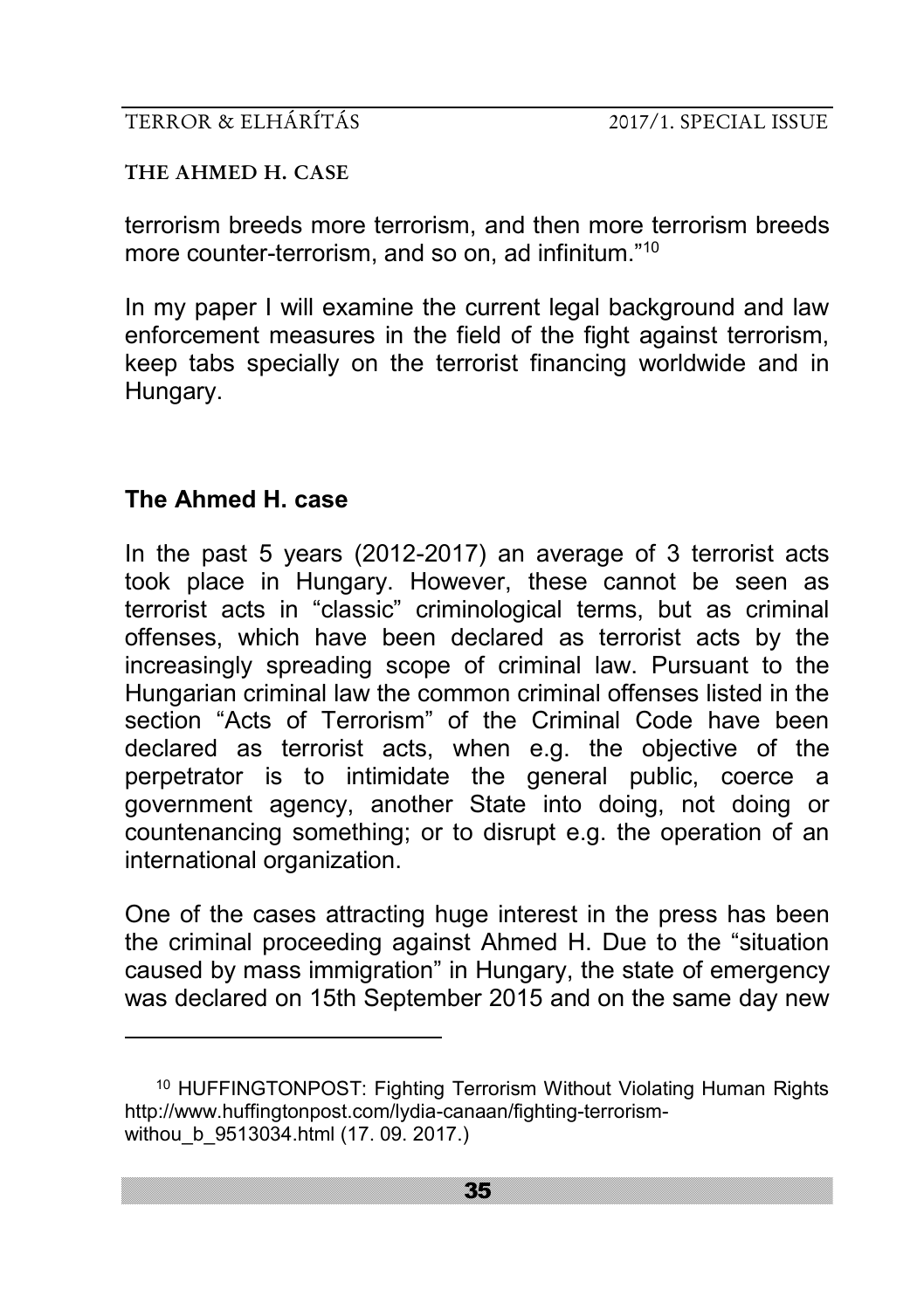terrorism breeds more terrorism, and then more terrorism breeds more counter-terrorism, and so on, ad infinitum."[10]

In my paper I will examine the current legal background and law enforcement measures in the field of the fight against terrorism, keep tabs specially on the terrorist financing worldwide and in Hungary.

## The Ahmed H. case

In the past 5 years (2012-2017) an average of 3 terrorist acts took place in Hungary. However, these cannot be seen as terrorist acts in "classic" criminological terms, but as criminal offenses, which have been declared as terrorist acts by the increasingly spreading scope of criminal law. Pursuant to the Hungarian criminal law the common criminal offenses listed in the section "Acts of Terrorism" of the Criminal Code have been declared as terrorist acts, when e.g. the objective of the perpetrator is to intimidate the general public, coerce a government agency, another State into doing, not doing or countenancing something; or to disrupt e.g. the operation of an international organization.

One of the cases attracting huge interest in the press has been the criminal proceeding against Ahmed H. Due to the "situation caused by mass immigration" in Hungary, the state of emergency was declared on 15th September 2015 and on the same day new

---

[10] HUFFINGTONPOST: Fighting Terrorism Without Violating Human Rights http://www.huffingtonpost.com/lydia-canaan/fighting-terrorism-withou_b_9513034.html (17. 09. 2017.)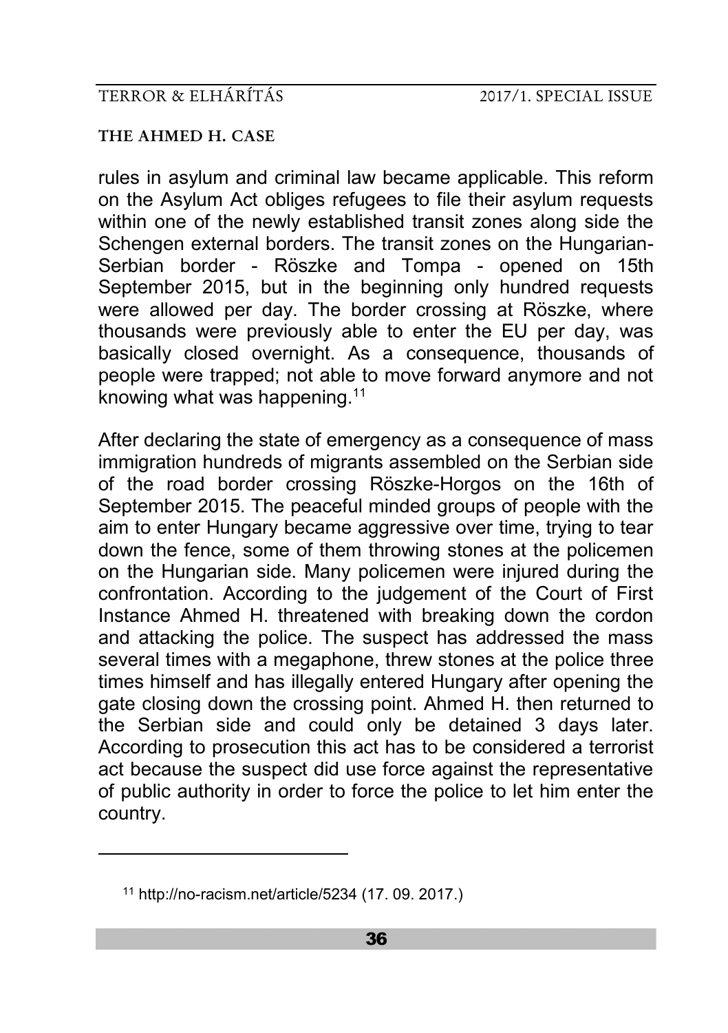rules in asylum and criminal law became applicable. This reform on the Asylum Act obliges refugees to file their asylum requests within one of the newly established transit zones along side the Schengen external borders. The transit zones on the Hungarian-Serbian border - Röszke and Tompa - opened on 15th September 2015, but in the beginning only hundred requests were allowed per day. The border crossing at Röszke, where thousands were previously able to enter the EU per day, was basically closed overnight. As a consequence, thousands of people were trapped; not able to move forward anymore and not knowing what was happening.[11]

After declaring the state of emergency as a consequence of mass immigration hundreds of migrants assembled on the Serbian side of the road border crossing Röszke-Horgos on the 16th of September 2015. The peaceful minded groups of people with the aim to enter Hungary became aggressive over time, trying to tear down the fence, some of them throwing stones at the policemen on the Hungarian side. Many policemen were injured during the confrontation. According to the judgement of the Court of First Instance Ahmed H. threatened with breaking down the cordon and attacking the police. The suspect has addressed the mass several times with a megaphone, threw stones at the police three times himself and has illegally entered Hungary after opening the gate closing down the crossing point. Ahmed H. then returned to the Serbian side and could only be detained 3 days later. According to prosecution this act has to be considered a terrorist act because the suspect did use force against the representative of public authority in order to force the police to let him enter the country.

---

[11] http://no-racism.net/article/5234 (17. 09. 2017.)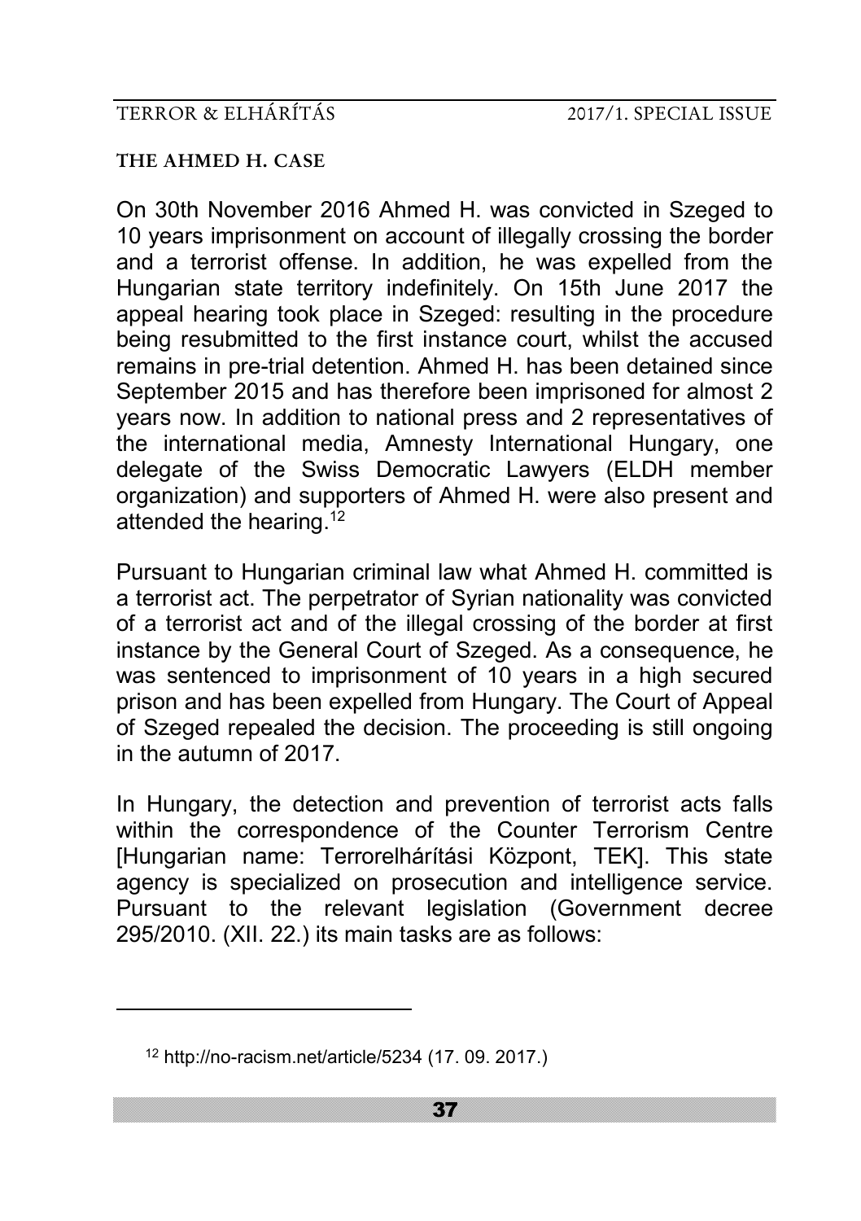### THE AHMED H. CASE

On 30th November 2016 Ahmed H. was convicted in Szeged to 10 years imprisonment on account of illegally crossing the border and a terrorist offense. In addition, he was expelled from the Hungarian state territory indefinitely. On 15th June 2017 the appeal hearing took place in Szeged: resulting in the procedure being resubmitted to the first instance court, whilst the accused remains in pre-trial detention. Ahmed H. has been detained since September 2015 and has therefore been imprisoned for almost 2 years now. In addition to national press and 2 representatives of the international media, Amnesty International Hungary, one delegate of the Swiss Democratic Lawyers (ELDH member organization) and supporters of Ahmed H. were also present and attended the hearing.[12]

Pursuant to Hungarian criminal law what Ahmed H. committed is a terrorist act. The perpetrator of Syrian nationality was convicted of a terrorist act and of the illegal crossing of the border at first instance by the General Court of Szeged. As a consequence, he was sentenced to imprisonment of 10 years in a high secured prison and has been expelled from Hungary. The Court of Appeal of Szeged repealed the decision. The proceeding is still ongoing in the autumn of 2017.

In Hungary, the detection and prevention of terrorist acts falls within the correspondence of the Counter Terrorism Centre [Hungarian name: Terrorelhárítási Központ, TEK]. This state agency is specialized on prosecution and intelligence service. Pursuant to the relevant legislation (Government decree 295/2010. (XII. 22.) its main tasks are as follows:

---

[12] http://no-racism.net/article/5234 (17. 09. 2017.)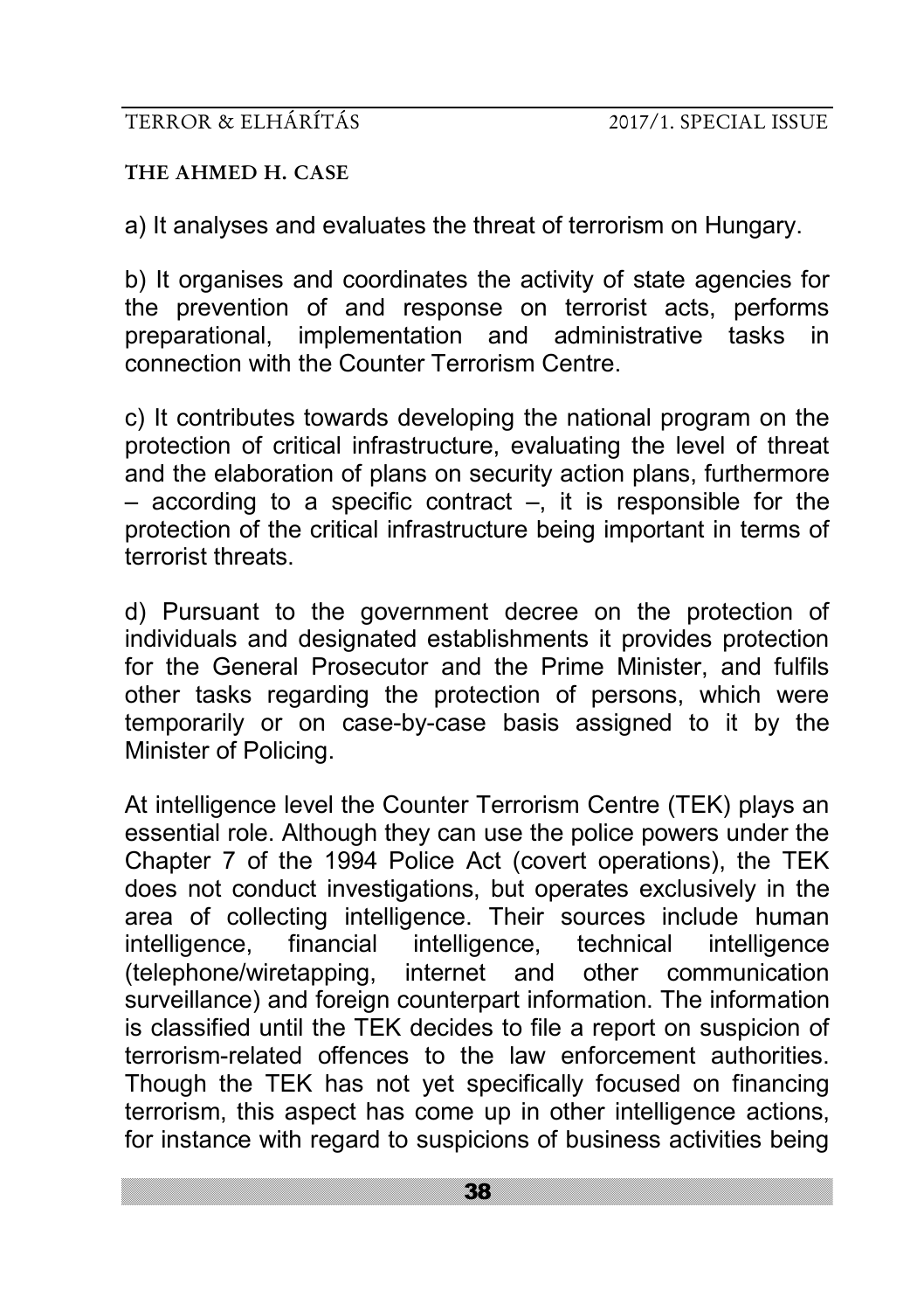a) It analyses and evaluates the threat of terrorism on Hungary.

b) It organises and coordinates the activity of state agencies for the prevention of and response on terrorist acts, performs preparational, implementation and administrative tasks in connection with the Counter Terrorism Centre.

c) It contributes towards developing the national program on the protection of critical infrastructure, evaluating the level of threat and the elaboration of plans on security action plans, furthermore – according to a specific contract –, it is responsible for the protection of the critical infrastructure being important in terms of terrorist threats.

d) Pursuant to the government decree on the protection of individuals and designated establishments it provides protection for the General Prosecutor and the Prime Minister, and fulfils other tasks regarding the protection of persons, which were temporarily or on case-by-case basis assigned to it by the Minister of Policing.

At intelligence level the Counter Terrorism Centre (TEK) plays an essential role. Although they can use the police powers under the Chapter 7 of the 1994 Police Act (covert operations), the TEK does not conduct investigations, but operates exclusively in the area of collecting intelligence. Their sources include human intelligence, financial intelligence, technical intelligence (telephone/wiretapping, internet and other communication surveillance) and foreign counterpart information. The information is classified until the TEK decides to file a report on suspicion of terrorism-related offences to the law enforcement authorities. Though the TEK has not yet specifically focused on financing terrorism, this aspect has come up in other intelligence actions, for instance with regard to suspicions of business activities being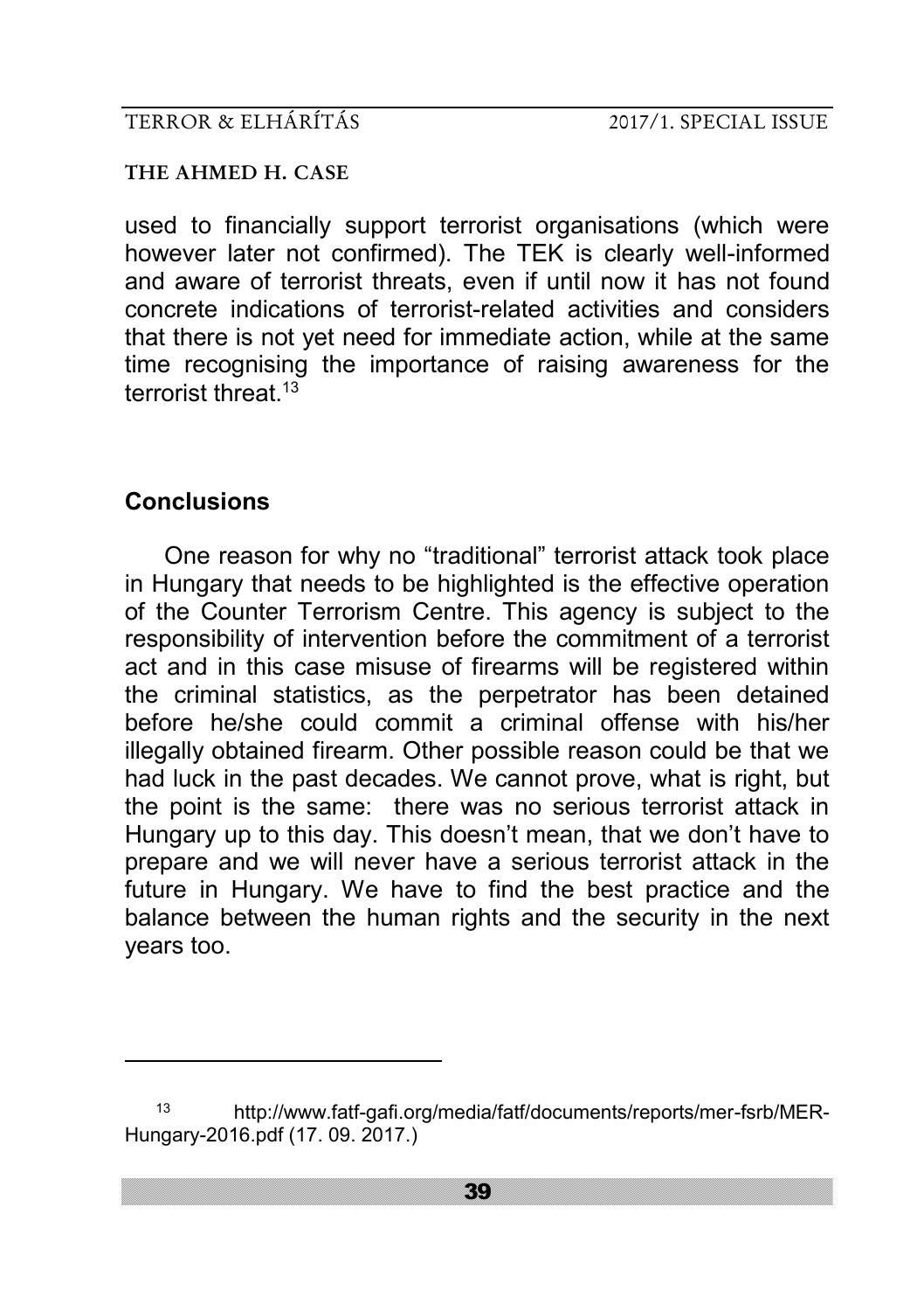used to financially support terrorist organisations (which were however later not confirmed). The TEK is clearly well-informed and aware of terrorist threats, even if until now it has not found concrete indications of terrorist-related activities and considers that there is not yet need for immediate action, while at the same time recognising the importance of raising awareness for the terrorist threat.[13]

## Conclusions

One reason for why no "traditional" terrorist attack took place in Hungary that needs to be highlighted is the effective operation of the Counter Terrorism Centre. This agency is subject to the responsibility of intervention before the commitment of a terrorist act and in this case misuse of firearms will be registered within the criminal statistics, as the perpetrator has been detained before he/she could commit a criminal offense with his/her illegally obtained firearm. Other possible reason could be that we had luck in the past decades. We cannot prove, what is right, but the point is the same: there was no serious terrorist attack in Hungary up to this day. This doesn't mean, that we don't have to prepare and we will never have a serious terrorist attack in the future in Hungary. We have to find the best practice and the balance between the human rights and the security in the next years too.

---

[13] http://www.fatf-gafi.org/media/fatf/documents/reports/mer-fsrb/MER-Hungary-2016.pdf (17. 09. 2017.)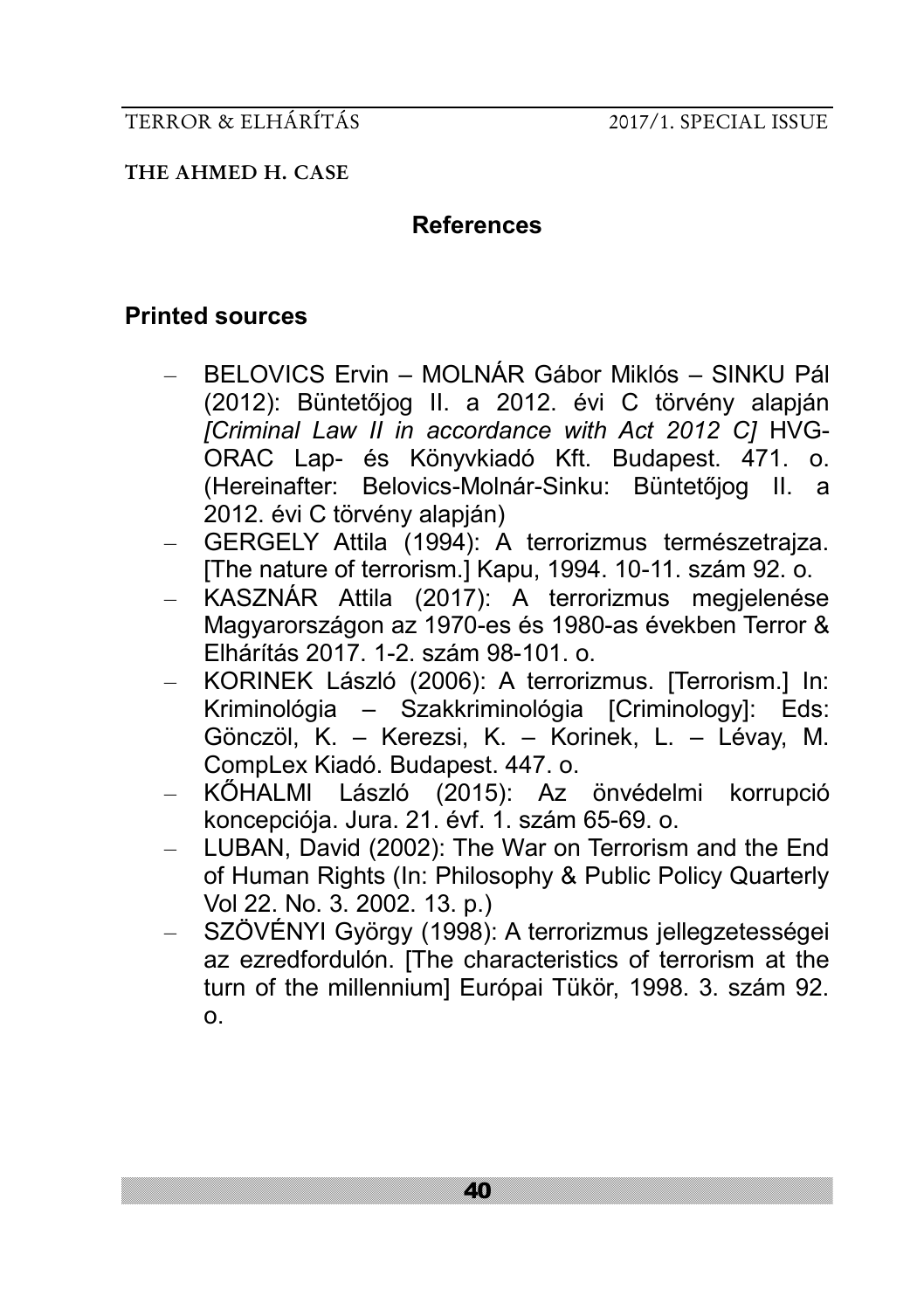## References

### Printed sources

- BELOVICS Ervin – MOLNÁR Gábor Miklós – SINKU Pál (2012): Büntetőjog II. a 2012. évi C törvény alapján *[Criminal Law II in accordance with Act 2012 C]* HVG-ORAC Lap- és Könyvkiadó Kft. Budapest. 471. o. (Hereinafter: Belovics-Molnár-Sinku: Büntetőjog II. a 2012. évi C törvény alapján)
- GERGELY Attila (1994): A terrorizmus természetrajza. [The nature of terrorism.] Kapu, 1994. 10-11. szám 92. o.
- KASZNÁR Attila (2017): A terrorizmus megjelenése Magyarországon az 1970-es és 1980-as években Terror & Elhárítás 2017. 1-2. szám 98-101. o.
- KORINEK László (2006): A terrorizmus. [Terrorism.] In: Kriminológia – Szakkriminológia [Criminology]: Eds: Gönczöl, K. – Kerezsi, K. – Korinek, L. – Lévay, M. CompLex Kiadó. Budapest. 447. o.
- KŐHALMI László (2015): Az önvédelmi korrupció koncepciója. Jura. 21. évf. 1. szám 65-69. o.
- LUBAN, David (2002): The War on Terrorism and the End of Human Rights (In: Philosophy & Public Policy Quarterly Vol 22. No. 3. 2002. 13. p.)
- SZÖVÉNYI György (1998): A terrorizmus jellegzetességei az ezredfordulón. [The characteristics of terrorism at the turn of the millennium] Európai Tükör, 1998. 3. szám 92. o.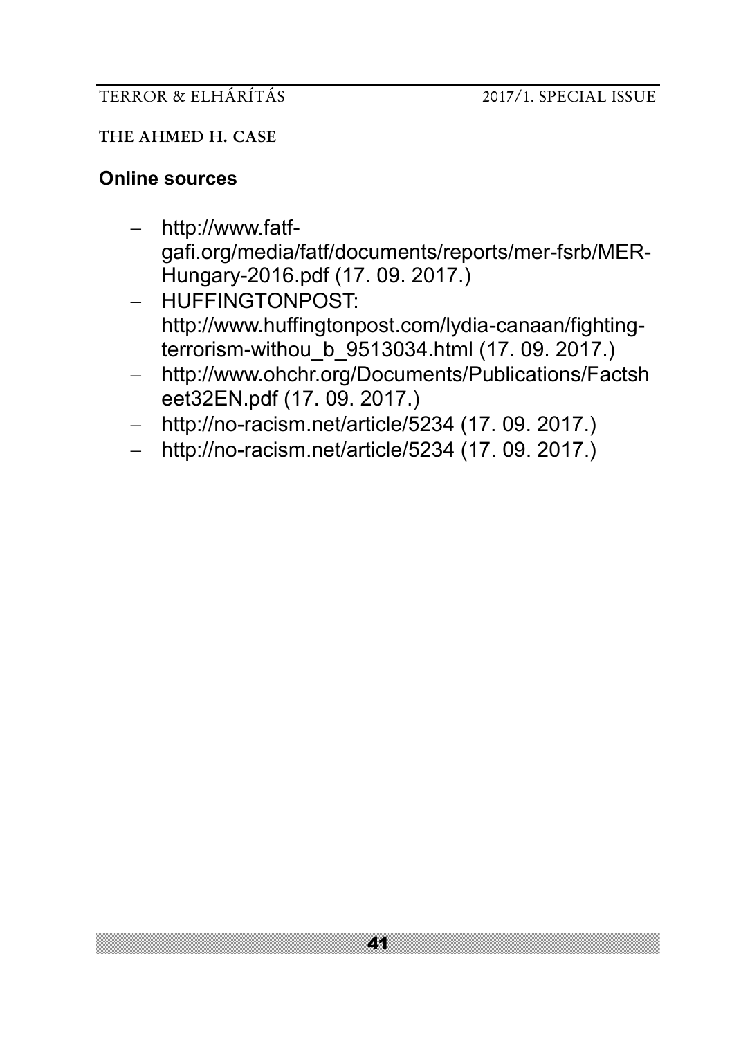## Online sources

- http://www.fatf-gafi.org/media/fatf/documents/reports/mer-fsrb/MER-Hungary-2016.pdf (17. 09. 2017.)
- HUFFINGTONPOST: http://www.huffingtonpost.com/lydia-canaan/fighting-terrorism-withou_b_9513034.html (17. 09. 2017.)
- http://www.ohchr.org/Documents/Publications/Factsheet32EN.pdf (17. 09. 2017.)
- http://no-racism.net/article/5234 (17. 09. 2017.)
- http://no-racism.net/article/5234 (17. 09. 2017.)